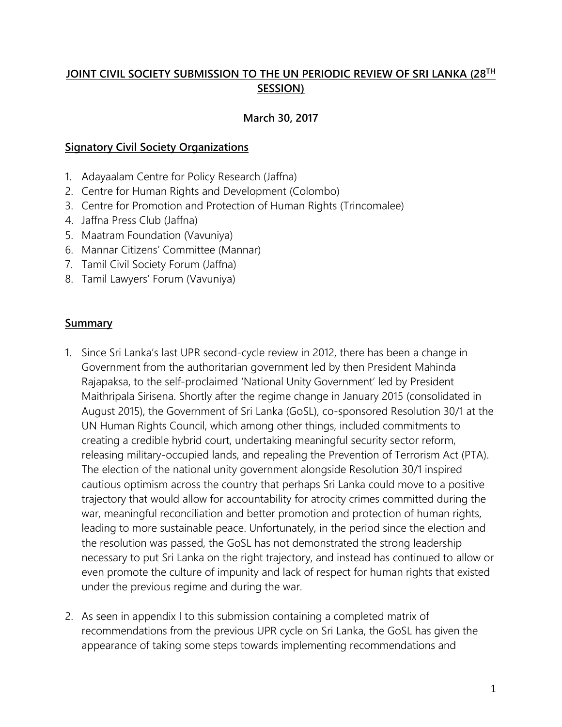# JOINT CIVIL SOCIETY SUBMISSION TO THE UN PERIODIC REVIEW OF SRI LANKA (28TH SESSION)

**March 30, 2017**

## Signatory Civil Society Organizations

1. Adayaalam Centre for Policy Research (Jaffna)
2. Centre for Human Rights and Development (Colombo)
3. Centre for Promotion and Protection of Human Rights (Trincomalee)
4. Jaffna Press Club (Jaffna)
5. Maatram Foundation (Vavuniya)
6. Mannar Citizens' Committee (Mannar)
7. Tamil Civil Society Forum (Jaffna)
8. Tamil Lawyers' Forum (Vavuniya)

## Summary

1. Since Sri Lanka's last UPR second-cycle review in 2012, there has been a change in Government from the authoritarian government led by then President Mahinda Rajapaksa, to the self-proclaimed 'National Unity Government' led by President Maithripala Sirisena. Shortly after the regime change in January 2015 (consolidated in August 2015), the Government of Sri Lanka (GoSL), co-sponsored Resolution 30/1 at the UN Human Rights Council, which among other things, included commitments to creating a credible hybrid court, undertaking meaningful security sector reform, releasing military-occupied lands, and repealing the Prevention of Terrorism Act (PTA). The election of the national unity government alongside Resolution 30/1 inspired cautious optimism across the country that perhaps Sri Lanka could move to a positive trajectory that would allow for accountability for atrocity crimes committed during the war, meaningful reconciliation and better promotion and protection of human rights, leading to more sustainable peace. Unfortunately, in the period since the election and the resolution was passed, the GoSL has not demonstrated the strong leadership necessary to put Sri Lanka on the right trajectory, and instead has continued to allow or even promote the culture of impunity and lack of respect for human rights that existed under the previous regime and during the war.

2. As seen in appendix I to this submission containing a completed matrix of recommendations from the previous UPR cycle on Sri Lanka, the GoSL has given the appearance of taking some steps towards implementing recommendations and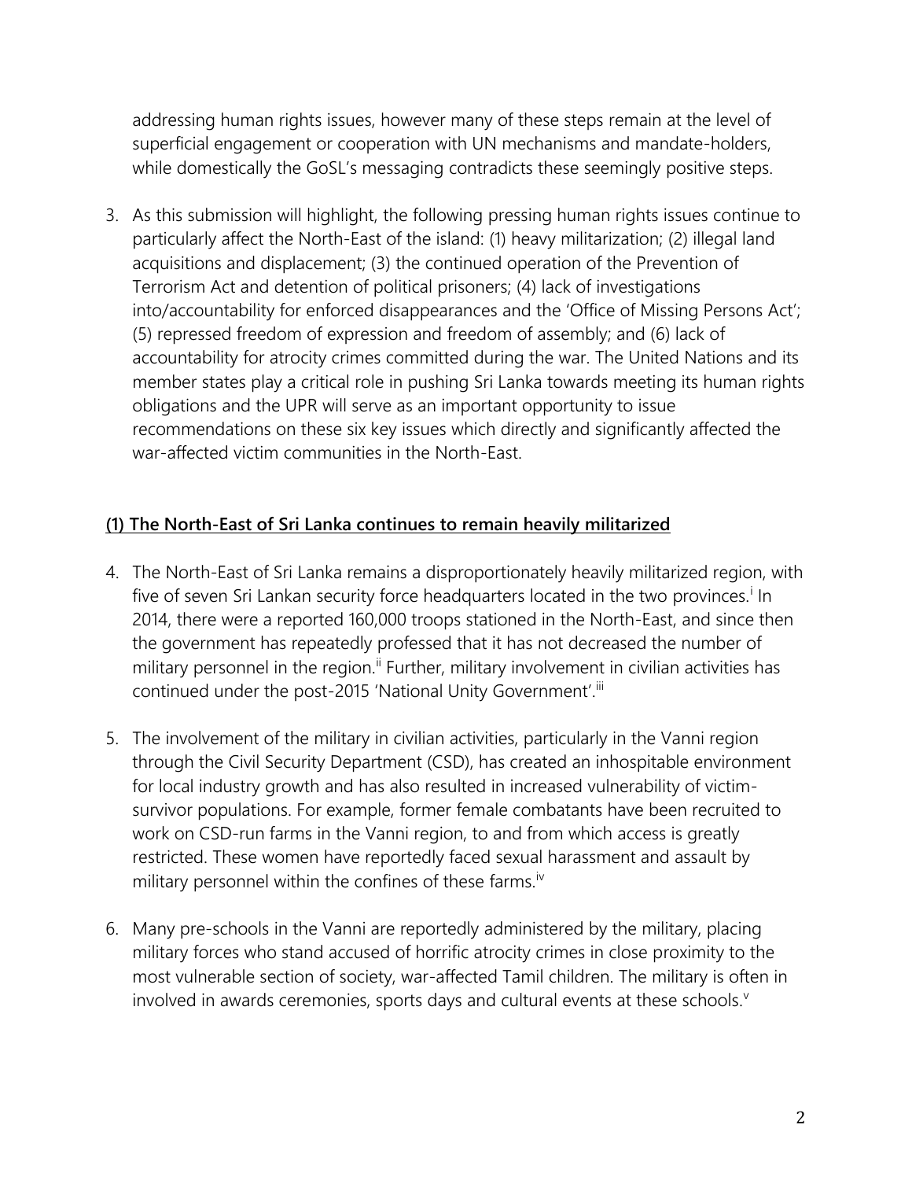addressing human rights issues, however many of these steps remain at the level of superficial engagement or cooperation with UN mechanisms and mandate-holders, while domestically the GoSL's messaging contradicts these seemingly positive steps.

3. As this submission will highlight, the following pressing human rights issues continue to particularly affect the North-East of the island: (1) heavy militarization; (2) illegal land acquisitions and displacement; (3) the continued operation of the Prevention of Terrorism Act and detention of political prisoners; (4) lack of investigations into/accountability for enforced disappearances and the 'Office of Missing Persons Act'; (5) repressed freedom of expression and freedom of assembly; and (6) lack of accountability for atrocity crimes committed during the war. The United Nations and its member states play a critical role in pushing Sri Lanka towards meeting its human rights obligations and the UPR will serve as an important opportunity to issue recommendations on these six key issues which directly and significantly affected the war-affected victim communities in the North-East.

## (1) The North-East of Sri Lanka continues to remain heavily militarized

4. The North-East of Sri Lanka remains a disproportionately heavily militarized region, with five of seven Sri Lankan security force headquarters located in the two provinces.[i] In 2014, there were a reported 160,000 troops stationed in the North-East, and since then the government has repeatedly professed that it has not decreased the number of military personnel in the region.[ii] Further, military involvement in civilian activities has continued under the post-2015 'National Unity Government'.[iii]

5. The involvement of the military in civilian activities, particularly in the Vanni region through the Civil Security Department (CSD), has created an inhospitable environment for local industry growth and has also resulted in increased vulnerability of victim-survivor populations. For example, former female combatants have been recruited to work on CSD-run farms in the Vanni region, to and from which access is greatly restricted. These women have reportedly faced sexual harassment and assault by military personnel within the confines of these farms.[iv]

6. Many pre-schools in the Vanni are reportedly administered by the military, placing military forces who stand accused of horrific atrocity crimes in close proximity to the most vulnerable section of society, war-affected Tamil children. The military is often in involved in awards ceremonies, sports days and cultural events at these schools.[v]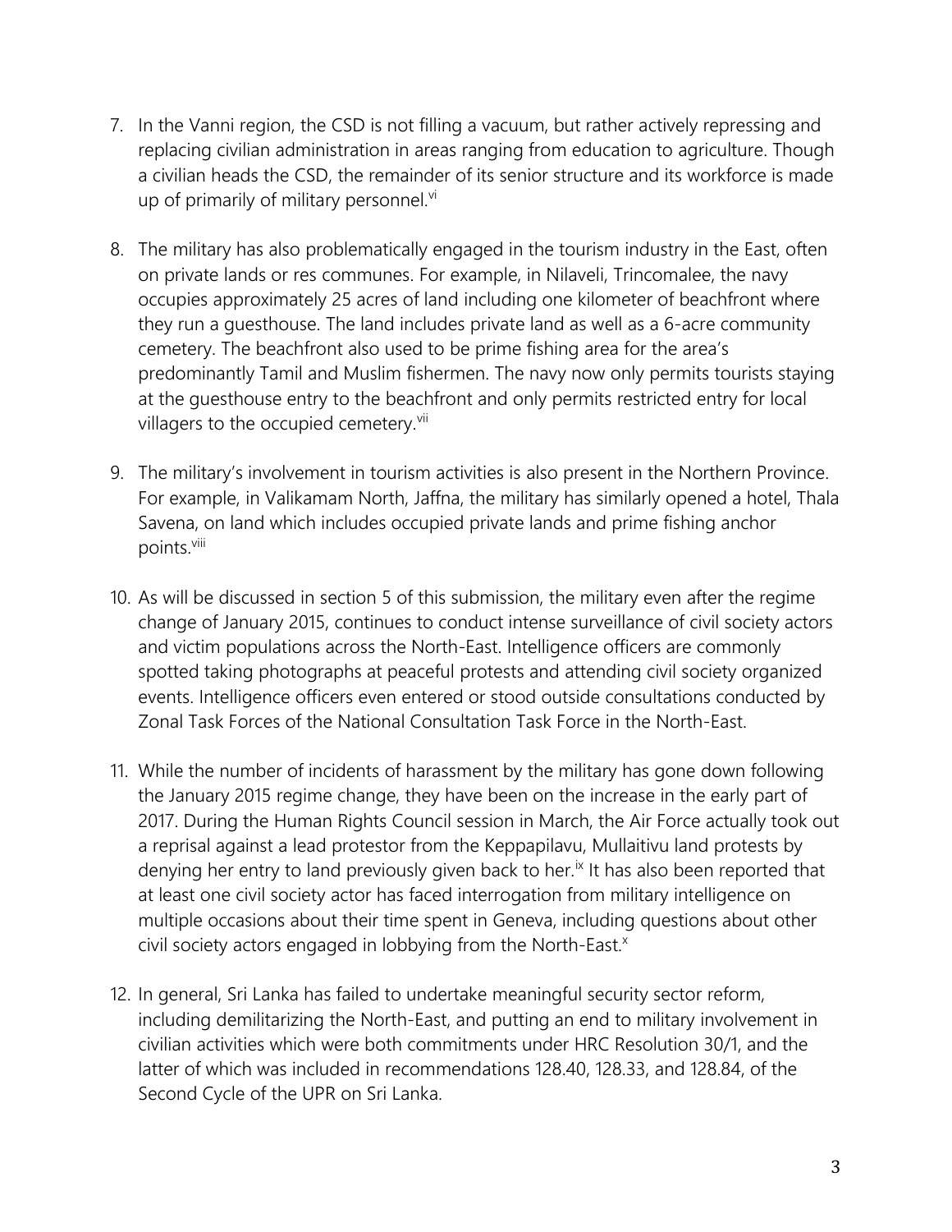7. In the Vanni region, the CSD is not filling a vacuum, but rather actively repressing and replacing civilian administration in areas ranging from education to agriculture. Though a civilian heads the CSD, the remainder of its senior structure and its workforce is made up of primarily of military personnel.[vi]

8. The military has also problematically engaged in the tourism industry in the East, often on private lands or res communes. For example, in Nilaveli, Trincomalee, the navy occupies approximately 25 acres of land including one kilometer of beachfront where they run a guesthouse. The land includes private land as well as a 6-acre community cemetery. The beachfront also used to be prime fishing area for the area's predominantly Tamil and Muslim fishermen. The navy now only permits tourists staying at the guesthouse entry to the beachfront and only permits restricted entry for local villagers to the occupied cemetery.[vii]

9. The military's involvement in tourism activities is also present in the Northern Province. For example, in Valikamam North, Jaffna, the military has similarly opened a hotel, Thala Savena, on land which includes occupied private lands and prime fishing anchor points.[viii]

10. As will be discussed in section 5 of this submission, the military even after the regime change of January 2015, continues to conduct intense surveillance of civil society actors and victim populations across the North-East. Intelligence officers are commonly spotted taking photographs at peaceful protests and attending civil society organized events. Intelligence officers even entered or stood outside consultations conducted by Zonal Task Forces of the National Consultation Task Force in the North-East.

11. While the number of incidents of harassment by the military has gone down following the January 2015 regime change, they have been on the increase in the early part of 2017. During the Human Rights Council session in March, the Air Force actually took out a reprisal against a lead protestor from the Keppapilavu, Mullaitivu land protests by denying her entry to land previously given back to her.[ix] It has also been reported that at least one civil society actor has faced interrogation from military intelligence on multiple occasions about their time spent in Geneva, including questions about other civil society actors engaged in lobbying from the North-East.[x]

12. In general, Sri Lanka has failed to undertake meaningful security sector reform, including demilitarizing the North-East, and putting an end to military involvement in civilian activities which were both commitments under HRC Resolution 30/1, and the latter of which was included in recommendations 128.40, 128.33, and 128.84, of the Second Cycle of the UPR on Sri Lanka.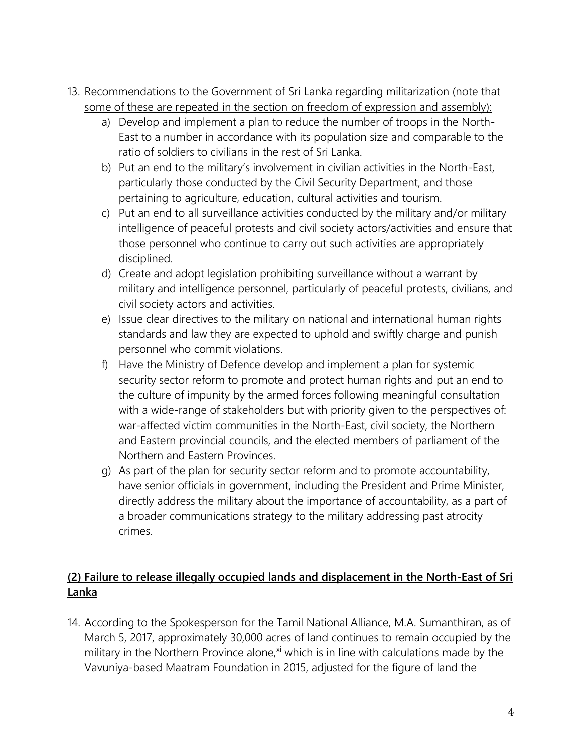13. <u>Recommendations to the Government of Sri Lanka regarding militarization (note that some of these are repeated in the section on freedom of expression and assembly):</u>
    a) Develop and implement a plan to reduce the number of troops in the North-East to a number in accordance with its population size and comparable to the ratio of soldiers to civilians in the rest of Sri Lanka.
    b) Put an end to the military's involvement in civilian activities in the North-East, particularly those conducted by the Civil Security Department, and those pertaining to agriculture, education, cultural activities and tourism.
    c) Put an end to all surveillance activities conducted by the military and/or military intelligence of peaceful protests and civil society actors/activities and ensure that those personnel who continue to carry out such activities are appropriately disciplined.
    d) Create and adopt legislation prohibiting surveillance without a warrant by military and intelligence personnel, particularly of peaceful protests, civilians, and civil society actors and activities.
    e) Issue clear directives to the military on national and international human rights standards and law they are expected to uphold and swiftly charge and punish personnel who commit violations.
    f) Have the Ministry of Defence develop and implement a plan for systemic security sector reform to promote and protect human rights and put an end to the culture of impunity by the armed forces following meaningful consultation with a wide-range of stakeholders but with priority given to the perspectives of: war-affected victim communities in the North-East, civil society, the Northern and Eastern provincial councils, and the elected members of parliament of the Northern and Eastern Provinces.
    g) As part of the plan for security sector reform and to promote accountability, have senior officials in government, including the President and Prime Minister, directly address the military about the importance of accountability, as a part of a broader communications strategy to the military addressing past atrocity crimes.

## <u>(2) Failure to release illegally occupied lands and displacement in the North-East of Sri Lanka</u>

14. According to the Spokesperson for the Tamil National Alliance, M.A. Sumanthiran, as of March 5, 2017, approximately 30,000 acres of land continues to remain occupied by the military in the Northern Province alone,[xi] which is in line with calculations made by the Vavuniya-based Maatram Foundation in 2015, adjusted for the figure of land the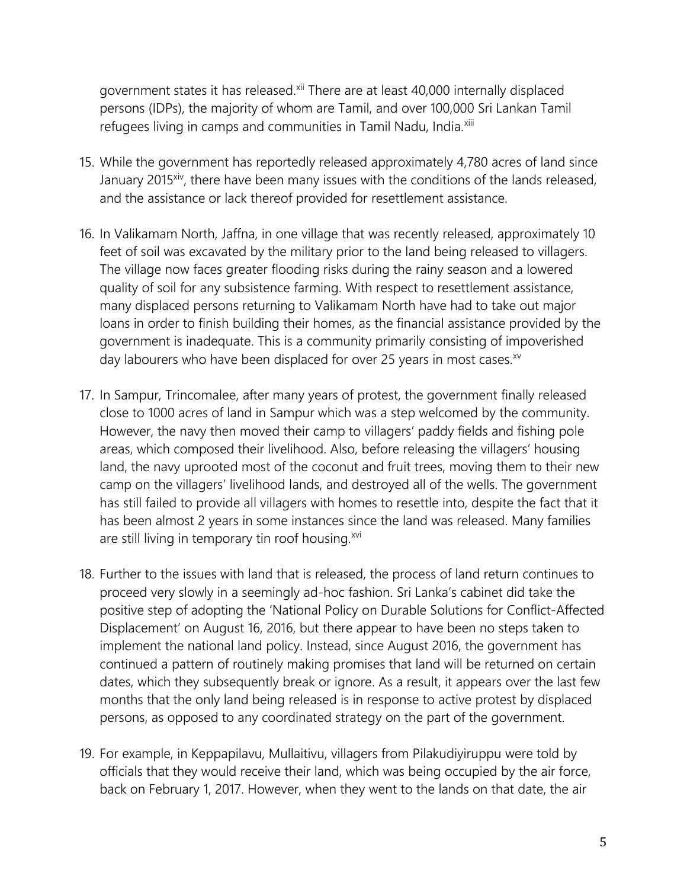government states it has released.[xii] There are at least 40,000 internally displaced persons (IDPs), the majority of whom are Tamil, and over 100,000 Sri Lankan Tamil refugees living in camps and communities in Tamil Nadu, India.[xiii]

15. While the government has reportedly released approximately 4,780 acres of land since January 2015[xiv], there have been many issues with the conditions of the lands released, and the assistance or lack thereof provided for resettlement assistance.

16. In Valikamam North, Jaffna, in one village that was recently released, approximately 10 feet of soil was excavated by the military prior to the land being released to villagers. The village now faces greater flooding risks during the rainy season and a lowered quality of soil for any subsistence farming. With respect to resettlement assistance, many displaced persons returning to Valikamam North have had to take out major loans in order to finish building their homes, as the financial assistance provided by the government is inadequate. This is a community primarily consisting of impoverished day labourers who have been displaced for over 25 years in most cases.[xv]

17. In Sampur, Trincomalee, after many years of protest, the government finally released close to 1000 acres of land in Sampur which was a step welcomed by the community. However, the navy then moved their camp to villagers' paddy fields and fishing pole areas, which composed their livelihood. Also, before releasing the villagers' housing land, the navy uprooted most of the coconut and fruit trees, moving them to their new camp on the villagers' livelihood lands, and destroyed all of the wells. The government has still failed to provide all villagers with homes to resettle into, despite the fact that it has been almost 2 years in some instances since the land was released. Many families are still living in temporary tin roof housing.[xvi]

18. Further to the issues with land that is released, the process of land return continues to proceed very slowly in a seemingly ad-hoc fashion. Sri Lanka's cabinet did take the positive step of adopting the 'National Policy on Durable Solutions for Conflict-Affected Displacement' on August 16, 2016, but there appear to have been no steps taken to implement the national land policy. Instead, since August 2016, the government has continued a pattern of routinely making promises that land will be returned on certain dates, which they subsequently break or ignore. As a result, it appears over the last few months that the only land being released is in response to active protest by displaced persons, as opposed to any coordinated strategy on the part of the government.

19. For example, in Keppapilavu, Mullaitivu, villagers from Pilakudiyiruppu were told by officials that they would receive their land, which was being occupied by the air force, back on February 1, 2017. However, when they went to the lands on that date, the air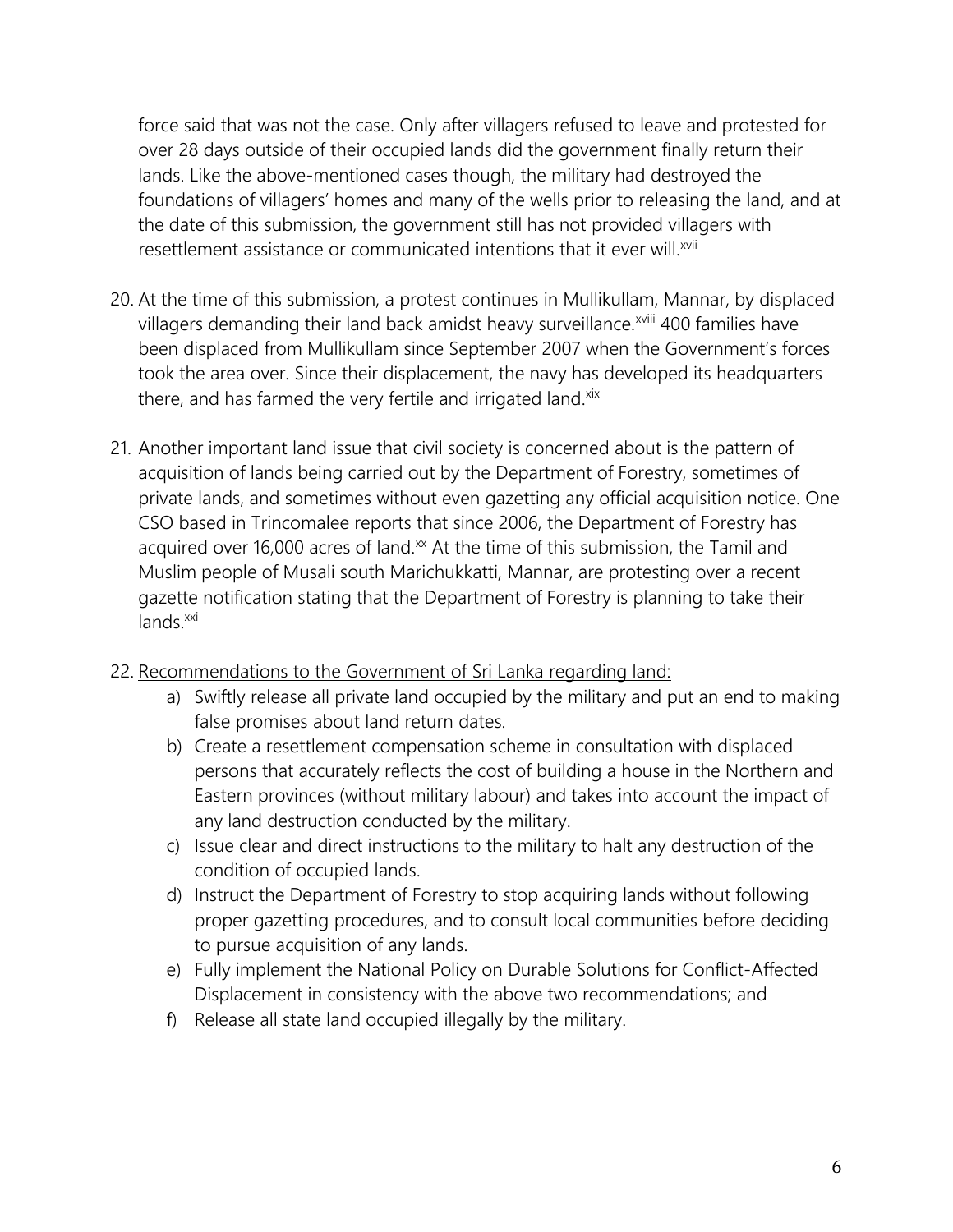force said that was not the case. Only after villagers refused to leave and protested for over 28 days outside of their occupied lands did the government finally return their lands. Like the above-mentioned cases though, the military had destroyed the foundations of villagers' homes and many of the wells prior to releasing the land, and at the date of this submission, the government still has not provided villagers with resettlement assistance or communicated intentions that it ever will.[xvii]

20. At the time of this submission, a protest continues in Mullikullam, Mannar, by displaced villagers demanding their land back amidst heavy surveillance.[xviii] 400 families have been displaced from Mullikullam since September 2007 when the Government's forces took the area over. Since their displacement, the navy has developed its headquarters there, and has farmed the very fertile and irrigated land.[xix]

21. Another important land issue that civil society is concerned about is the pattern of acquisition of lands being carried out by the Department of Forestry, sometimes of private lands, and sometimes without even gazetting any official acquisition notice. One CSO based in Trincomalee reports that since 2006, the Department of Forestry has acquired over 16,000 acres of land.[xx] At the time of this submission, the Tamil and Muslim people of Musali south Marichukkatti, Mannar, are protesting over a recent gazette notification stating that the Department of Forestry is planning to take their lands.[xxi]

22. <u>Recommendations to the Government of Sri Lanka regarding land:</u>
    a) Swiftly release all private land occupied by the military and put an end to making false promises about land return dates.
    b) Create a resettlement compensation scheme in consultation with displaced persons that accurately reflects the cost of building a house in the Northern and Eastern provinces (without military labour) and takes into account the impact of any land destruction conducted by the military.
    c) Issue clear and direct instructions to the military to halt any destruction of the condition of occupied lands.
    d) Instruct the Department of Forestry to stop acquiring lands without following proper gazetting procedures, and to consult local communities before deciding to pursue acquisition of any lands.
    e) Fully implement the National Policy on Durable Solutions for Conflict-Affected Displacement in consistency with the above two recommendations; and
    f) Release all state land occupied illegally by the military.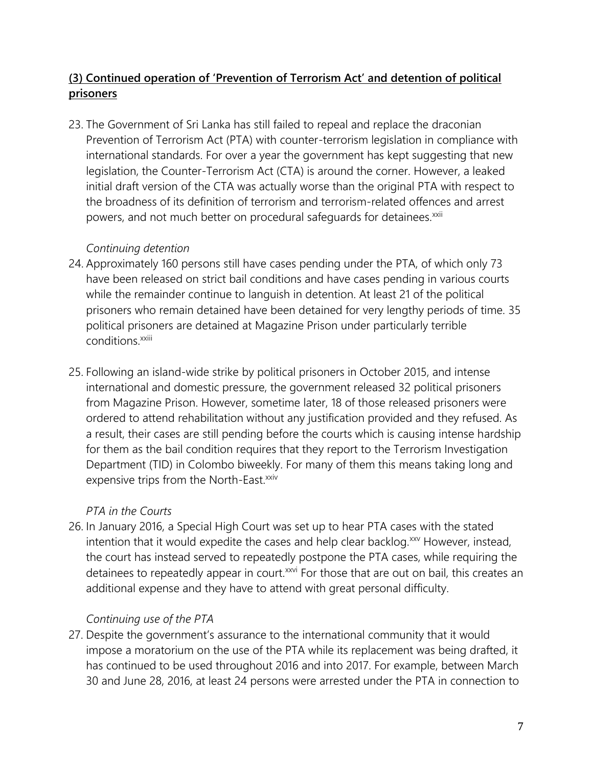## **(3) Continued operation of 'Prevention of Terrorism Act' and detention of political prisoners**

23. The Government of Sri Lanka has still failed to repeal and replace the draconian Prevention of Terrorism Act (PTA) with counter-terrorism legislation in compliance with international standards. For over a year the government has kept suggesting that new legislation, the Counter-Terrorism Act (CTA) is around the corner. However, a leaked initial draft version of the CTA was actually worse than the original PTA with respect to the broadness of its definition of terrorism and terrorism-related offences and arrest powers, and not much better on procedural safeguards for detainees.[xxii]

*Continuing detention*

24. Approximately 160 persons still have cases pending under the PTA, of which only 73 have been released on strict bail conditions and have cases pending in various courts while the remainder continue to languish in detention. At least 21 of the political prisoners who remain detained have been detained for very lengthy periods of time. 35 political prisoners are detained at Magazine Prison under particularly terrible conditions.[xxiii]

25. Following an island-wide strike by political prisoners in October 2015, and intense international and domestic pressure, the government released 32 political prisoners from Magazine Prison. However, sometime later, 18 of those released prisoners were ordered to attend rehabilitation without any justification provided and they refused. As a result, their cases are still pending before the courts which is causing intense hardship for them as the bail condition requires that they report to the Terrorism Investigation Department (TID) in Colombo biweekly. For many of them this means taking long and expensive trips from the North-East.[xxiv]

*PTA in the Courts*

26. In January 2016, a Special High Court was set up to hear PTA cases with the stated intention that it would expedite the cases and help clear backlog.[xxv] However, instead, the court has instead served to repeatedly postpone the PTA cases, while requiring the detainees to repeatedly appear in court.[xxvi] For those that are out on bail, this creates an additional expense and they have to attend with great personal difficulty.

*Continuing use of the PTA*

27. Despite the government's assurance to the international community that it would impose a moratorium on the use of the PTA while its replacement was being drafted, it has continued to be used throughout 2016 and into 2017. For example, between March 30 and June 28, 2016, at least 24 persons were arrested under the PTA in connection to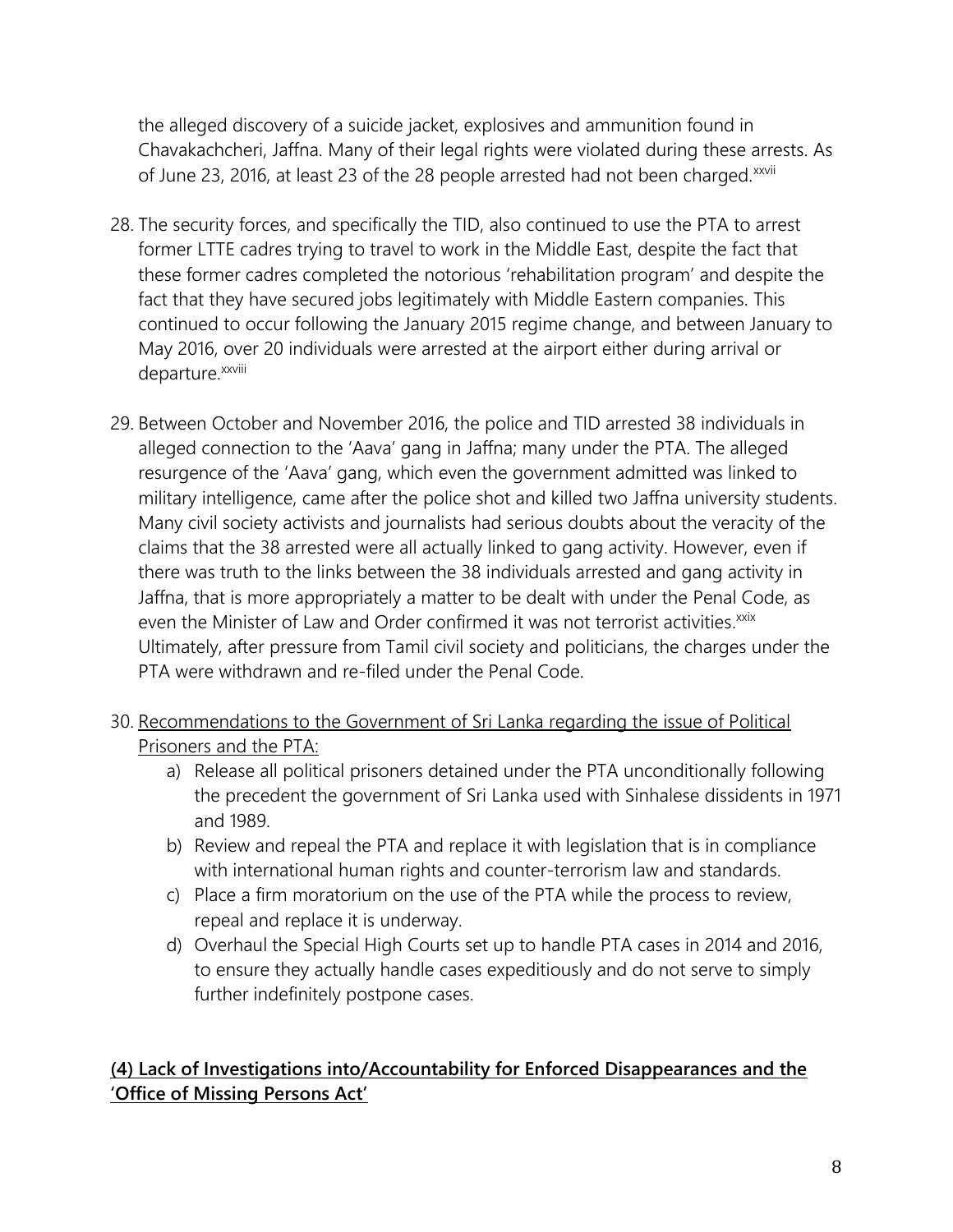the alleged discovery of a suicide jacket, explosives and ammunition found in Chavakachcheri, Jaffna. Many of their legal rights were violated during these arrests. As of June 23, 2016, at least 23 of the 28 people arrested had not been charged.[xxvii]

28. The security forces, and specifically the TID, also continued to use the PTA to arrest former LTTE cadres trying to travel to work in the Middle East, despite the fact that these former cadres completed the notorious 'rehabilitation program' and despite the fact that they have secured jobs legitimately with Middle Eastern companies. This continued to occur following the January 2015 regime change, and between January to May 2016, over 20 individuals were arrested at the airport either during arrival or departure.[xxviii]

29. Between October and November 2016, the police and TID arrested 38 individuals in alleged connection to the 'Aava' gang in Jaffna; many under the PTA. The alleged resurgence of the 'Aava' gang, which even the government admitted was linked to military intelligence, came after the police shot and killed two Jaffna university students. Many civil society activists and journalists had serious doubts about the veracity of the claims that the 38 arrested were all actually linked to gang activity. However, even if there was truth to the links between the 38 individuals arrested and gang activity in Jaffna, that is more appropriately a matter to be dealt with under the Penal Code, as even the Minister of Law and Order confirmed it was not terrorist activities.[xxix] Ultimately, after pressure from Tamil civil society and politicians, the charges under the PTA were withdrawn and re-filed under the Penal Code.

30. <u>Recommendations to the Government of Sri Lanka regarding the issue of Political Prisoners and the PTA:</u>
    a) Release all political prisoners detained under the PTA unconditionally following the precedent the government of Sri Lanka used with Sinhalese dissidents in 1971 and 1989.
    b) Review and repeal the PTA and replace it with legislation that is in compliance with international human rights and counter-terrorism law and standards.
    c) Place a firm moratorium on the use of the PTA while the process to review, repeal and replace it is underway.
    d) Overhaul the Special High Courts set up to handle PTA cases in 2014 and 2016, to ensure they actually handle cases expeditiously and do not serve to simply further indefinitely postpone cases.

## **<u>(4) Lack of Investigations into/Accountability for Enforced Disappearances and the 'Office of Missing Persons Act'</u>**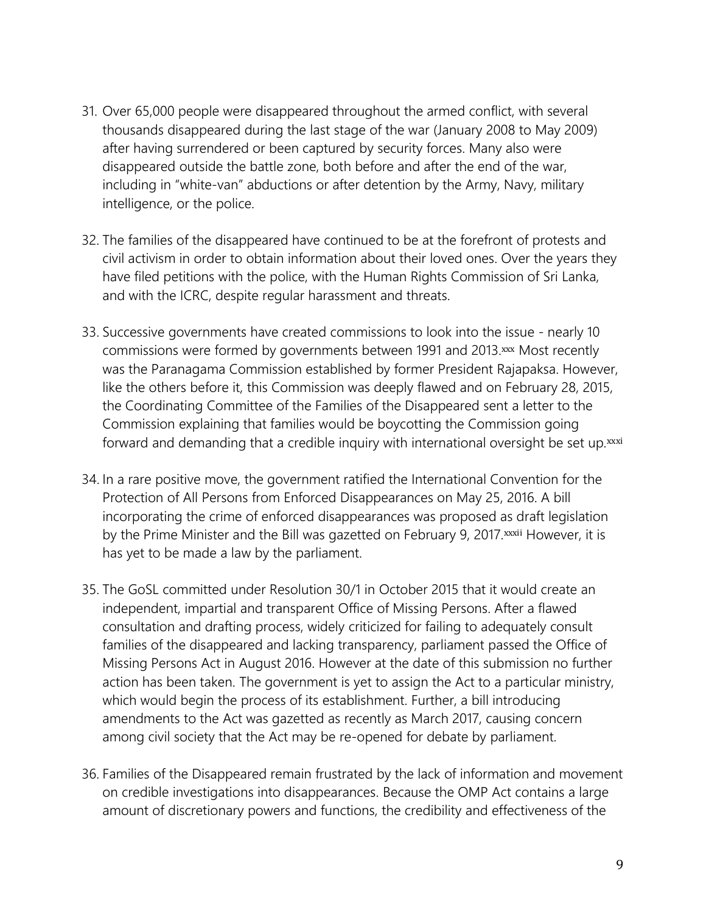31. Over 65,000 people were disappeared throughout the armed conflict, with several thousands disappeared during the last stage of the war (January 2008 to May 2009) after having surrendered or been captured by security forces. Many also were disappeared outside the battle zone, both before and after the end of the war, including in "white-van" abductions or after detention by the Army, Navy, military intelligence, or the police.

32. The families of the disappeared have continued to be at the forefront of protests and civil activism in order to obtain information about their loved ones. Over the years they have filed petitions with the police, with the Human Rights Commission of Sri Lanka, and with the ICRC, despite regular harassment and threats.

33. Successive governments have created commissions to look into the issue - nearly 10 commissions were formed by governments between 1991 and 2013.[xxx] Most recently was the Paranagama Commission established by former President Rajapaksa. However, like the others before it, this Commission was deeply flawed and on February 28, 2015, the Coordinating Committee of the Families of the Disappeared sent a letter to the Commission explaining that families would be boycotting the Commission going forward and demanding that a credible inquiry with international oversight be set up.[xxxi]

34. In a rare positive move, the government ratified the International Convention for the Protection of All Persons from Enforced Disappearances on May 25, 2016. A bill incorporating the crime of enforced disappearances was proposed as draft legislation by the Prime Minister and the Bill was gazetted on February 9, 2017.[xxxii] However, it is has yet to be made a law by the parliament.

35. The GoSL committed under Resolution 30/1 in October 2015 that it would create an independent, impartial and transparent Office of Missing Persons. After a flawed consultation and drafting process, widely criticized for failing to adequately consult families of the disappeared and lacking transparency, parliament passed the Office of Missing Persons Act in August 2016. However at the date of this submission no further action has been taken. The government is yet to assign the Act to a particular ministry, which would begin the process of its establishment. Further, a bill introducing amendments to the Act was gazetted as recently as March 2017, causing concern among civil society that the Act may be re-opened for debate by parliament.

36. Families of the Disappeared remain frustrated by the lack of information and movement on credible investigations into disappearances. Because the OMP Act contains a large amount of discretionary powers and functions, the credibility and effectiveness of the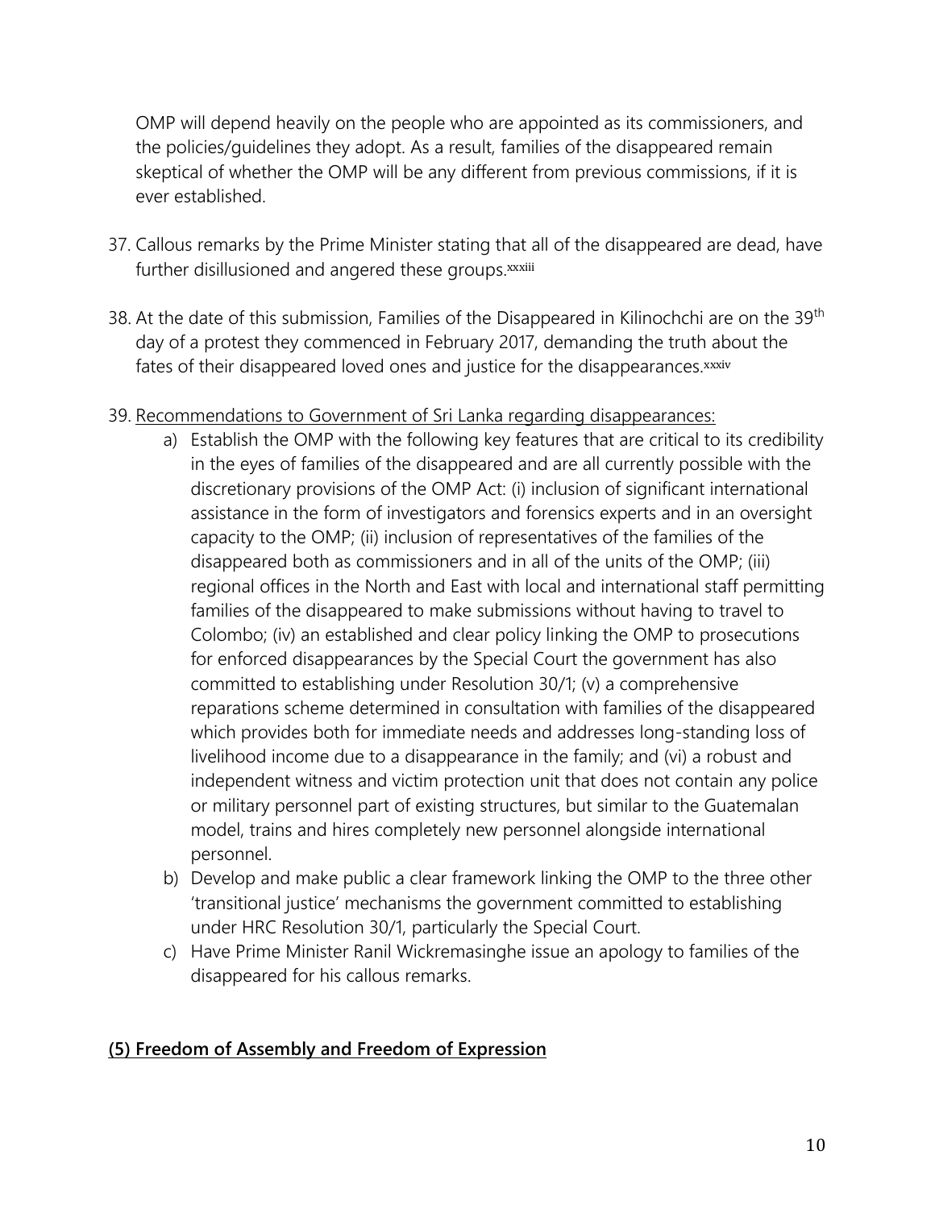OMP will depend heavily on the people who are appointed as its commissioners, and the policies/guidelines they adopt. As a result, families of the disappeared remain skeptical of whether the OMP will be any different from previous commissions, if it is ever established.

37. Callous remarks by the Prime Minister stating that all of the disappeared are dead, have further disillusioned and angered these groups.[xxxiii]

38. At the date of this submission, Families of the Disappeared in Kilinochchi are on the 39th day of a protest they commenced in February 2017, demanding the truth about the fates of their disappeared loved ones and justice for the disappearances.[xxxiv]

39. Recommendations to Government of Sri Lanka regarding disappearances:
    a) Establish the OMP with the following key features that are critical to its credibility in the eyes of families of the disappeared and are all currently possible with the discretionary provisions of the OMP Act: (i) inclusion of significant international assistance in the form of investigators and forensics experts and in an oversight capacity to the OMP; (ii) inclusion of representatives of the families of the disappeared both as commissioners and in all of the units of the OMP; (iii) regional offices in the North and East with local and international staff permitting families of the disappeared to make submissions without having to travel to Colombo; (iv) an established and clear policy linking the OMP to prosecutions for enforced disappearances by the Special Court the government has also committed to establishing under Resolution 30/1; (v) a comprehensive reparations scheme determined in consultation with families of the disappeared which provides both for immediate needs and addresses long-standing loss of livelihood income due to a disappearance in the family; and (vi) a robust and independent witness and victim protection unit that does not contain any police or military personnel part of existing structures, but similar to the Guatemalan model, trains and hires completely new personnel alongside international personnel.
    b) Develop and make public a clear framework linking the OMP to the three other 'transitional justice' mechanisms the government committed to establishing under HRC Resolution 30/1, particularly the Special Court.
    c) Have Prime Minister Ranil Wickremasinghe issue an apology to families of the disappeared for his callous remarks.

## (5) Freedom of Assembly and Freedom of Expression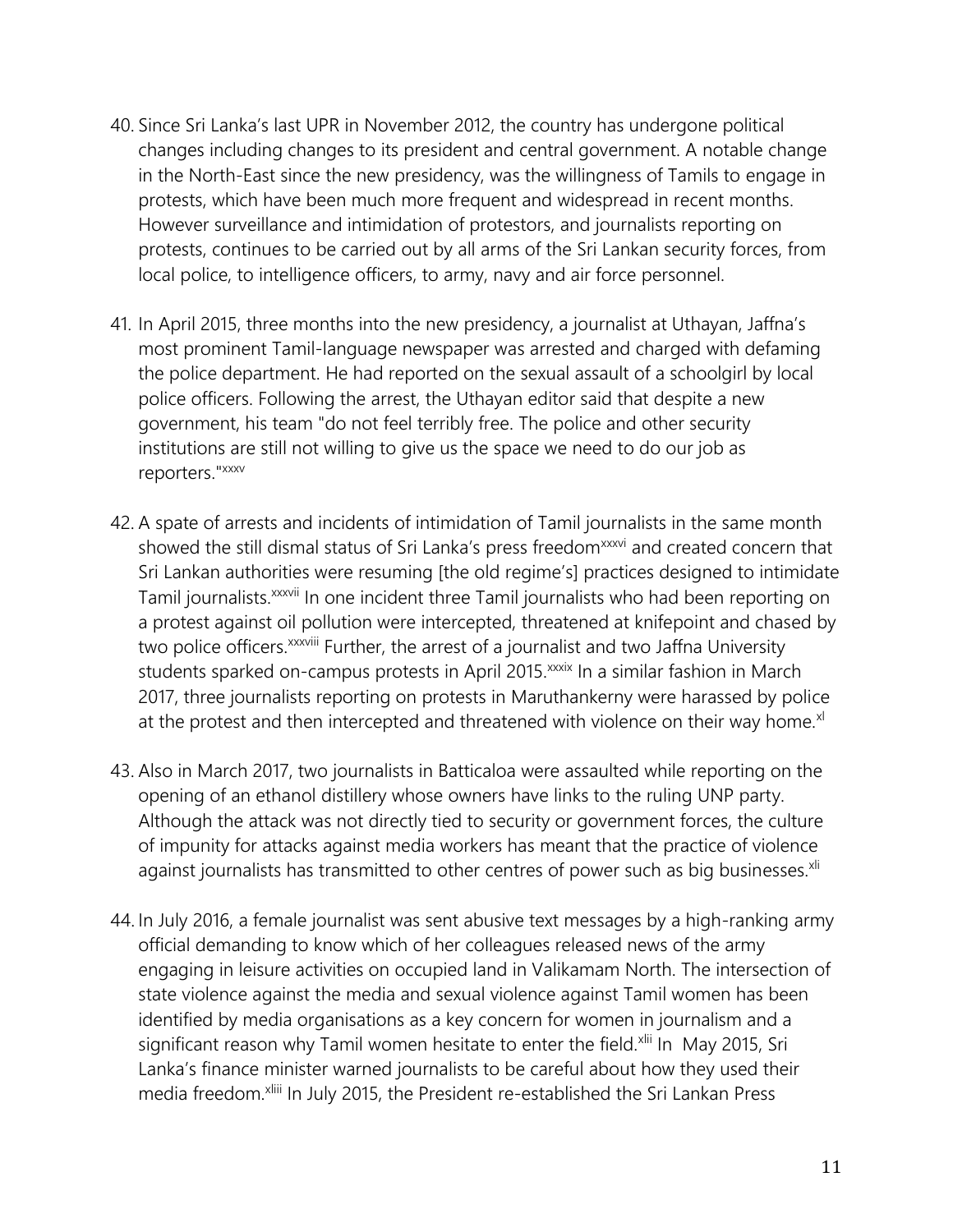40. Since Sri Lanka's last UPR in November 2012, the country has undergone political changes including changes to its president and central government. A notable change in the North-East since the new presidency, was the willingness of Tamils to engage in protests, which have been much more frequent and widespread in recent months. However surveillance and intimidation of protestors, and journalists reporting on protests, continues to be carried out by all arms of the Sri Lankan security forces, from local police, to intelligence officers, to army, navy and air force personnel.

41. In April 2015, three months into the new presidency, a journalist at Uthayan, Jaffna's most prominent Tamil-language newspaper was arrested and charged with defaming the police department. He had reported on the sexual assault of a schoolgirl by local police officers. Following the arrest, the Uthayan editor said that despite a new government, his team "do not feel terribly free. The police and other security institutions are still not willing to give us the space we need to do our job as reporters."[xxxv]

42. A spate of arrests and incidents of intimidation of Tamil journalists in the same month showed the still dismal status of Sri Lanka's press freedom[xxxvi] and created concern that Sri Lankan authorities were resuming [the old regime's] practices designed to intimidate Tamil journalists.[xxxvii] In one incident three Tamil journalists who had been reporting on a protest against oil pollution were intercepted, threatened at knifepoint and chased by two police officers.[xxxviii] Further, the arrest of a journalist and two Jaffna University students sparked on-campus protests in April 2015.[xxxix] In a similar fashion in March 2017, three journalists reporting on protests in Maruthankerny were harassed by police at the protest and then intercepted and threatened with violence on their way home.[xl]

43. Also in March 2017, two journalists in Batticaloa were assaulted while reporting on the opening of an ethanol distillery whose owners have links to the ruling UNP party. Although the attack was not directly tied to security or government forces, the culture of impunity for attacks against media workers has meant that the practice of violence against journalists has transmitted to other centres of power such as big businesses.[xli]

44. In July 2016, a female journalist was sent abusive text messages by a high-ranking army official demanding to know which of her colleagues released news of the army engaging in leisure activities on occupied land in Valikamam North. The intersection of state violence against the media and sexual violence against Tamil women has been identified by media organisations as a key concern for women in journalism and a significant reason why Tamil women hesitate to enter the field.[xlii] In May 2015, Sri Lanka's finance minister warned journalists to be careful about how they used their media freedom.[xliii] In July 2015, the President re-established the Sri Lankan Press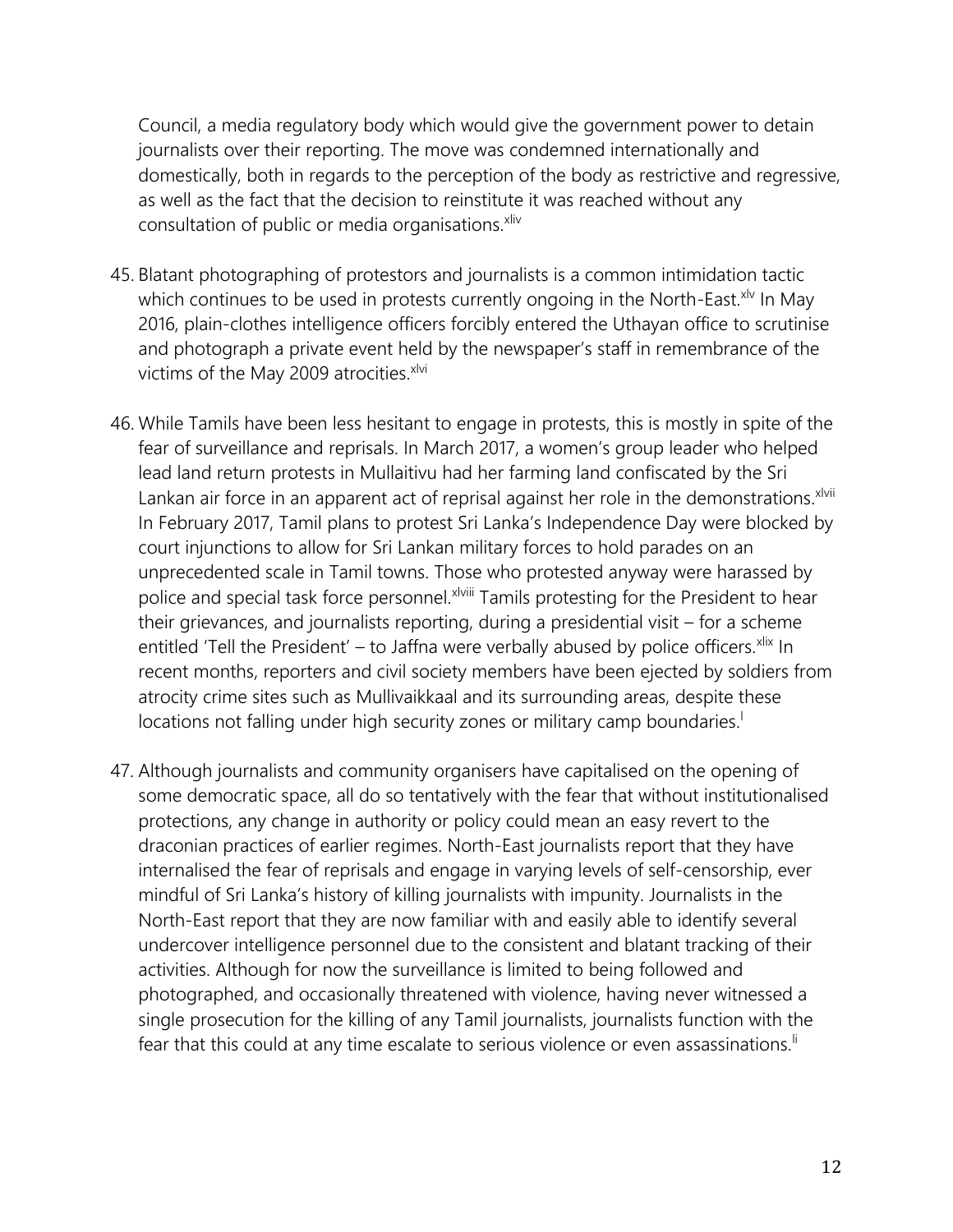Council, a media regulatory body which would give the government power to detain journalists over their reporting. The move was condemned internationally and domestically, both in regards to the perception of the body as restrictive and regressive, as well as the fact that the decision to reinstitute it was reached without any consultation of public or media organisations.[xliv]

45. Blatant photographing of protestors and journalists is a common intimidation tactic which continues to be used in protests currently ongoing in the North-East.[xlv] In May 2016, plain-clothes intelligence officers forcibly entered the Uthayan office to scrutinise and photograph a private event held by the newspaper's staff in remembrance of the victims of the May 2009 atrocities.[xlvi]

46. While Tamils have been less hesitant to engage in protests, this is mostly in spite of the fear of surveillance and reprisals. In March 2017, a women's group leader who helped lead land return protests in Mullaitivu had her farming land confiscated by the Sri Lankan air force in an apparent act of reprisal against her role in the demonstrations.[xlvii] In February 2017, Tamil plans to protest Sri Lanka's Independence Day were blocked by court injunctions to allow for Sri Lankan military forces to hold parades on an unprecedented scale in Tamil towns. Those who protested anyway were harassed by police and special task force personnel.[xlviii] Tamils protesting for the President to hear their grievances, and journalists reporting, during a presidential visit – for a scheme entitled 'Tell the President' – to Jaffna were verbally abused by police officers.[xlix] In recent months, reporters and civil society members have been ejected by soldiers from atrocity crime sites such as Mullivaikkaal and its surrounding areas, despite these locations not falling under high security zones or military camp boundaries.[l]

47. Although journalists and community organisers have capitalised on the opening of some democratic space, all do so tentatively with the fear that without institutionalised protections, any change in authority or policy could mean an easy revert to the draconian practices of earlier regimes. North-East journalists report that they have internalised the fear of reprisals and engage in varying levels of self-censorship, ever mindful of Sri Lanka's history of killing journalists with impunity. Journalists in the North-East report that they are now familiar with and easily able to identify several undercover intelligence personnel due to the consistent and blatant tracking of their activities. Although for now the surveillance is limited to being followed and photographed, and occasionally threatened with violence, having never witnessed a single prosecution for the killing of any Tamil journalists, journalists function with the fear that this could at any time escalate to serious violence or even assassinations.[li]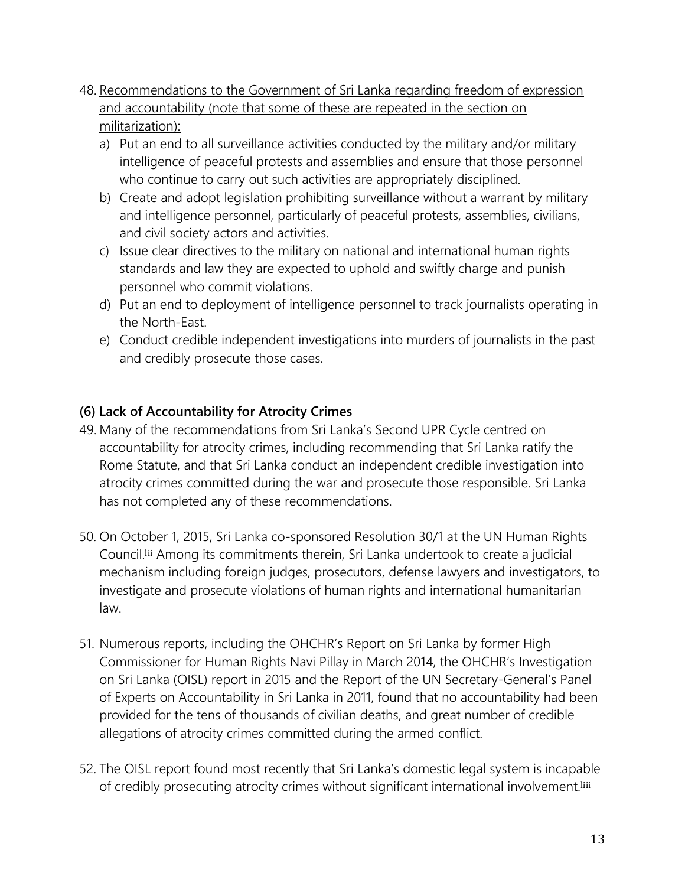48. Recommendations to the Government of Sri Lanka regarding freedom of expression and accountability (note that some of these are repeated in the section on militarization):
    a) Put an end to all surveillance activities conducted by the military and/or military intelligence of peaceful protests and assemblies and ensure that those personnel who continue to carry out such activities are appropriately disciplined.
    b) Create and adopt legislation prohibiting surveillance without a warrant by military and intelligence personnel, particularly of peaceful protests, assemblies, civilians, and civil society actors and activities.
    c) Issue clear directives to the military on national and international human rights standards and law they are expected to uphold and swiftly charge and punish personnel who commit violations.
    d) Put an end to deployment of intelligence personnel to track journalists operating in the North-East.
    e) Conduct credible independent investigations into murders of journalists in the past and credibly prosecute those cases.

## (6) Lack of Accountability for Atrocity Crimes

49. Many of the recommendations from Sri Lanka's Second UPR Cycle centred on accountability for atrocity crimes, including recommending that Sri Lanka ratify the Rome Statute, and that Sri Lanka conduct an independent credible investigation into atrocity crimes committed during the war and prosecute those responsible. Sri Lanka has not completed any of these recommendations.

50. On October 1, 2015, Sri Lanka co-sponsored Resolution 30/1 at the UN Human Rights Council.[lii] Among its commitments therein, Sri Lanka undertook to create a judicial mechanism including foreign judges, prosecutors, defense lawyers and investigators, to investigate and prosecute violations of human rights and international humanitarian law.

51. Numerous reports, including the OHCHR's Report on Sri Lanka by former High Commissioner for Human Rights Navi Pillay in March 2014, the OHCHR's Investigation on Sri Lanka (OISL) report in 2015 and the Report of the UN Secretary-General's Panel of Experts on Accountability in Sri Lanka in 2011, found that no accountability had been provided for the tens of thousands of civilian deaths, and great number of credible allegations of atrocity crimes committed during the armed conflict.

52. The OISL report found most recently that Sri Lanka's domestic legal system is incapable of credibly prosecuting atrocity crimes without significant international involvement.[liii]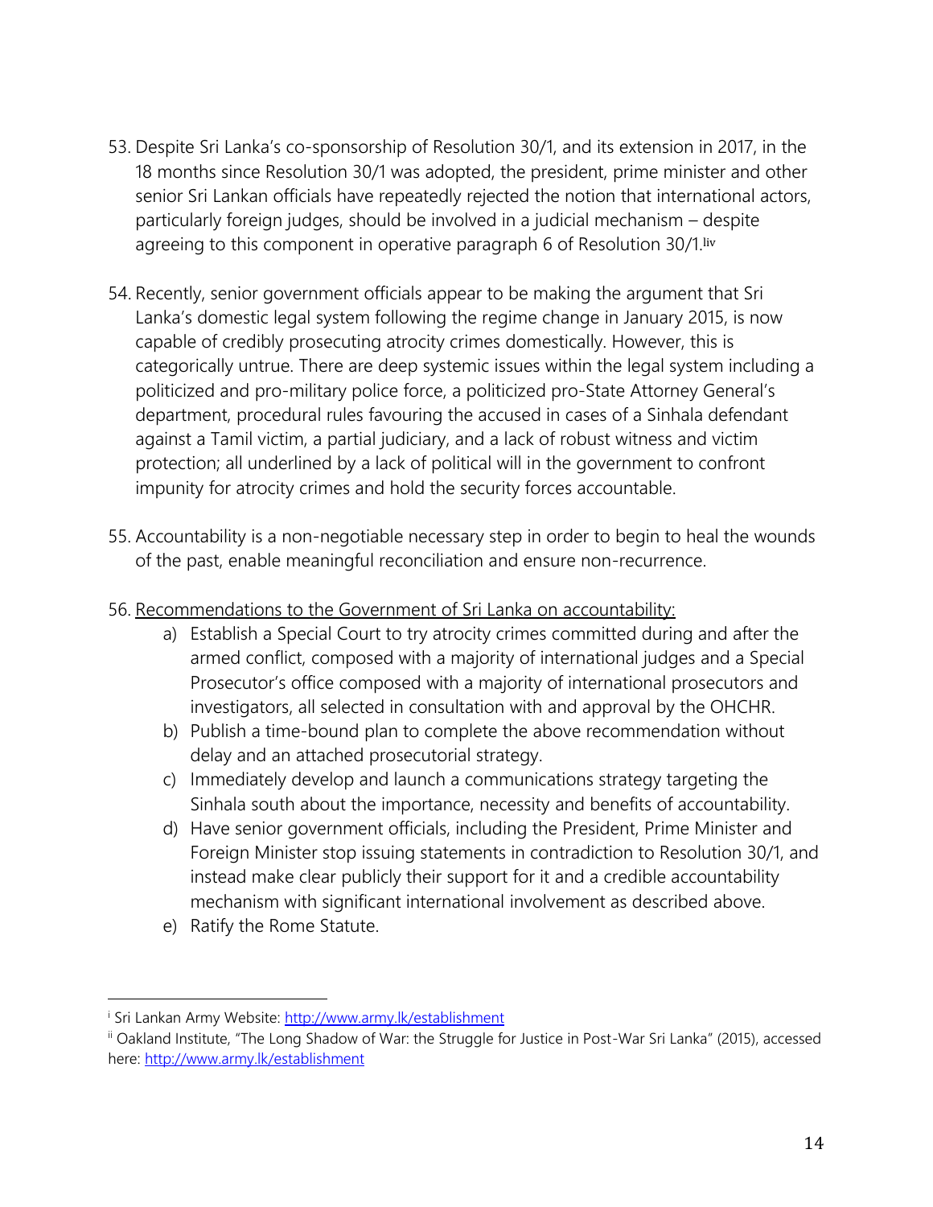53. Despite Sri Lanka's co-sponsorship of Resolution 30/1, and its extension in 2017, in the 18 months since Resolution 30/1 was adopted, the president, prime minister and other senior Sri Lankan officials have repeatedly rejected the notion that international actors, particularly foreign judges, should be involved in a judicial mechanism – despite agreeing to this component in operative paragraph 6 of Resolution 30/1.[liv]

54. Recently, senior government officials appear to be making the argument that Sri Lanka's domestic legal system following the regime change in January 2015, is now capable of credibly prosecuting atrocity crimes domestically. However, this is categorically untrue. There are deep systemic issues within the legal system including a politicized and pro-military police force, a politicized pro-State Attorney General's department, procedural rules favouring the accused in cases of a Sinhala defendant against a Tamil victim, a partial judiciary, and a lack of robust witness and victim protection; all underlined by a lack of political will in the government to confront impunity for atrocity crimes and hold the security forces accountable.

55. Accountability is a non-negotiable necessary step in order to begin to heal the wounds of the past, enable meaningful reconciliation and ensure non-recurrence.

56. <u>Recommendations to the Government of Sri Lanka on accountability:</u>
    a) Establish a Special Court to try atrocity crimes committed during and after the armed conflict, composed with a majority of international judges and a Special Prosecutor's office composed with a majority of international prosecutors and investigators, all selected in consultation with and approval by the OHCHR.
    b) Publish a time-bound plan to complete the above recommendation without delay and an attached prosecutorial strategy.
    c) Immediately develop and launch a communications strategy targeting the Sinhala south about the importance, necessity and benefits of accountability.
    d) Have senior government officials, including the President, Prime Minister and Foreign Minister stop issuing statements in contradiction to Resolution 30/1, and instead make clear publicly their support for it and a credible accountability mechanism with significant international involvement as described above.
    e) Ratify the Rome Statute.

---

[i] Sri Lankan Army Website: http://www.army.lk/establishment

[ii] Oakland Institute, "The Long Shadow of War: the Struggle for Justice in Post-War Sri Lanka" (2015), accessed here: http://www.army.lk/establishment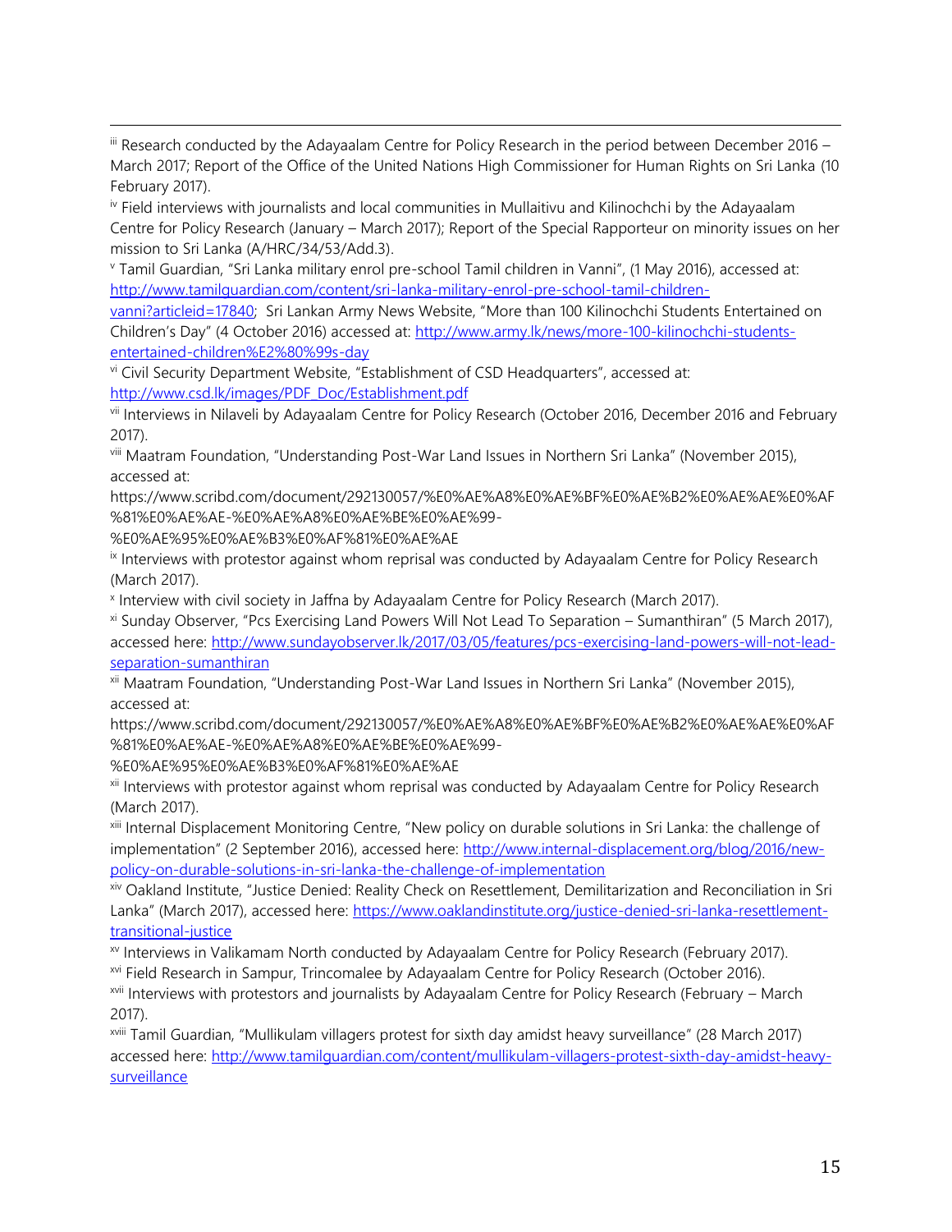[iii] Research conducted by the Adayaalam Centre for Policy Research in the period between December 2016 – March 2017; Report of the Office of the United Nations High Commissioner for Human Rights on Sri Lanka (10 February 2017).

[iv] Field interviews with journalists and local communities in Mullaitivu and Kilinochchi by the Adayaalam Centre for Policy Research (January – March 2017); Report of the Special Rapporteur on minority issues on her mission to Sri Lanka (A/HRC/34/53/Add.3).

[v] Tamil Guardian, "Sri Lanka military enrol pre-school Tamil children in Vanni", (1 May 2016), accessed at: http://www.tamilguardian.com/content/sri-lanka-military-enrol-pre-school-tamil-children-vanni?articleid=17840; Sri Lankan Army News Website, "More than 100 Kilinochchi Students Entertained on Children's Day" (4 October 2016) accessed at: http://www.army.lk/news/more-100-kilinochchi-students-entertained-children%E2%80%99s-day

[vi] Civil Security Department Website, "Establishment of CSD Headquarters", accessed at: http://www.csd.lk/images/PDF_Doc/Establishment.pdf

[vii] Interviews in Nilaveli by Adayaalam Centre for Policy Research (October 2016, December 2016 and February 2017).

[viii] Maatram Foundation, "Understanding Post-War Land Issues in Northern Sri Lanka" (November 2015), accessed at: https://www.scribd.com/document/292130057/%E0%AE%A8%E0%AE%BF%E0%AE%B2%E0%AE%AE%E0%AF%81%E0%AE%AE-%E0%AE%A8%E0%AE%BE%E0%AE%99-%E0%AE%95%E0%AE%B3%E0%AF%81%E0%AE%AE

[ix] Interviews with protestor against whom reprisal was conducted by Adayaalam Centre for Policy Research (March 2017).

[x] Interview with civil society in Jaffna by Adayaalam Centre for Policy Research (March 2017).

[xi] Sunday Observer, "Pcs Exercising Land Powers Will Not Lead To Separation – Sumanthiran" (5 March 2017), accessed here: http://www.sundayobserver.lk/2017/03/05/features/pcs-exercising-land-powers-will-not-lead-separation-sumanthiran

[xii] Maatram Foundation, "Understanding Post-War Land Issues in Northern Sri Lanka" (November 2015), accessed at: https://www.scribd.com/document/292130057/%E0%AE%A8%E0%AE%BF%E0%AE%B2%E0%AE%AE%E0%AF%81%E0%AE%AE-%E0%AE%A8%E0%AE%BE%E0%AE%99-%E0%AE%95%E0%AE%B3%E0%AF%81%E0%AE%AE

[xii] Interviews with protestor against whom reprisal was conducted by Adayaalam Centre for Policy Research (March 2017).

[xiii] Internal Displacement Monitoring Centre, "New policy on durable solutions in Sri Lanka: the challenge of implementation" (2 September 2016), accessed here: http://www.internal-displacement.org/blog/2016/new-policy-on-durable-solutions-in-sri-lanka-the-challenge-of-implementation

[xiv] Oakland Institute, "Justice Denied: Reality Check on Resettlement, Demilitarization and Reconciliation in Sri Lanka" (March 2017), accessed here: https://www.oaklandinstitute.org/justice-denied-sri-lanka-resettlement-transitional-justice

[xv] Interviews in Valikamam North conducted by Adayaalam Centre for Policy Research (February 2017).

[xvi] Field Research in Sampur, Trincomalee by Adayaalam Centre for Policy Research (October 2016).

[xvii] Interviews with protestors and journalists by Adayaalam Centre for Policy Research (February – March 2017).

[xviii] Tamil Guardian, "Mullikulam villagers protest for sixth day amidst heavy surveillance" (28 March 2017) accessed here: http://www.tamilguardian.com/content/mullikulam-villagers-protest-sixth-day-amidst-heavy-surveillance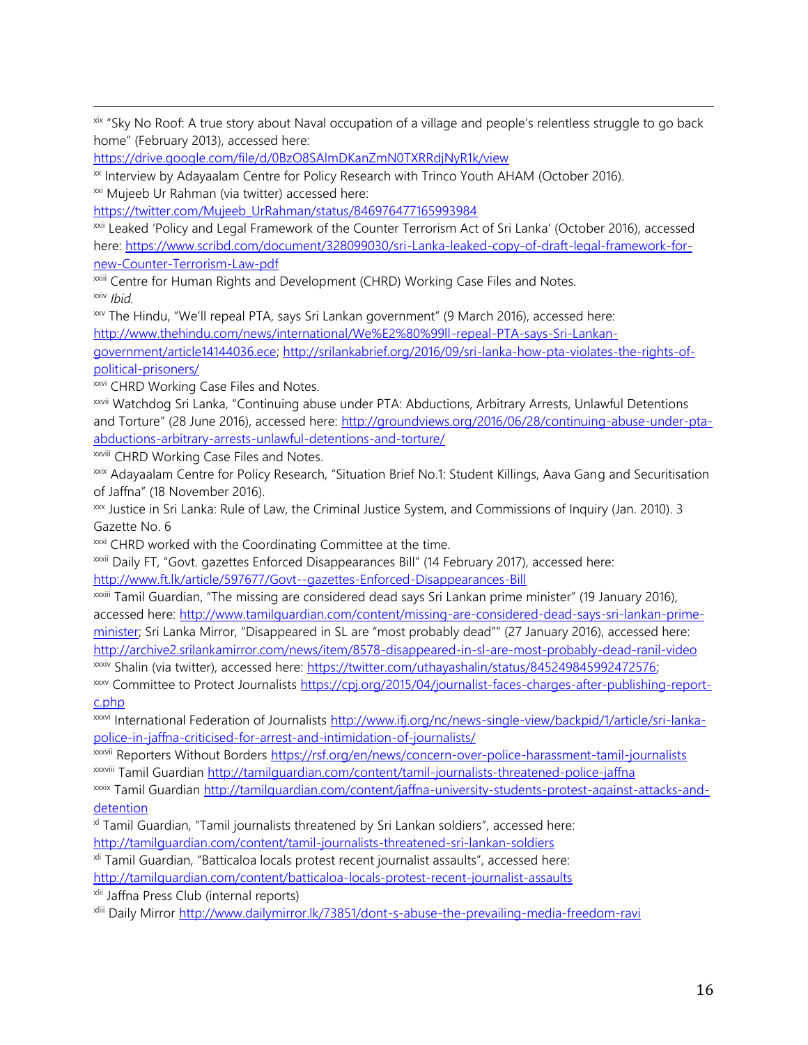[xix] "Sky No Roof: A true story about Naval occupation of a village and people's relentless struggle to go back home" (February 2013), accessed here: https://drive.google.com/file/d/0BzO8SAlmDKanZmN0TXRRdjNyR1k/view

[xx] Interview by Adayaalam Centre for Policy Research with Trinco Youth AHAM (October 2016).

[xxi] Mujeeb Ur Rahman (via twitter) accessed here: https://twitter.com/Mujeeb_UrRahman/status/846976477165993984

[xxii] Leaked 'Policy and Legal Framework of the Counter Terrorism Act of Sri Lanka' (October 2016), accessed here: https://www.scribd.com/document/328099030/sri-Lanka-leaked-copy-of-draft-legal-framework-for-new-Counter-Terrorism-Law-pdf

[xxiii] Centre for Human Rights and Development (CHRD) Working Case Files and Notes.

[xxiv] *Ibid.*

[xxv] The Hindu, "We'll repeal PTA, says Sri Lankan government" (9 March 2016), accessed here: http://www.thehindu.com/news/international/We%E2%80%99ll-repeal-PTA-says-Sri-Lankan-government/article14144036.ece; http://srilankabrief.org/2016/09/sri-lanka-how-pta-violates-the-rights-of-political-prisoners/

[xxvi] CHRD Working Case Files and Notes.

[xxvii] Watchdog Sri Lanka, "Continuing abuse under PTA: Abductions, Arbitrary Arrests, Unlawful Detentions and Torture" (28 June 2016), accessed here: http://groundviews.org/2016/06/28/continuing-abuse-under-pta-abductions-arbitrary-arrests-unlawful-detentions-and-torture/

[xxviii] CHRD Working Case Files and Notes.

[xxix] Adayaalam Centre for Policy Research, "Situation Brief No.1: Student Killings, Aava Gang and Securitisation of Jaffna" (18 November 2016).

[xxx] Justice in Sri Lanka: Rule of Law, the Criminal Justice System, and Commissions of Inquiry (Jan. 2010). 3 Gazette No. 6

[xxxi] CHRD worked with the Coordinating Committee at the time.

[xxxii] Daily FT, "Govt. gazettes Enforced Disappearances Bill" (14 February 2017), accessed here: http://www.ft.lk/article/597677/Govt--gazettes-Enforced-Disappearances-Bill

[xxxiii] Tamil Guardian, "The missing are considered dead says Sri Lankan prime minister" (19 January 2016), accessed here: http://www.tamilguardian.com/content/missing-are-considered-dead-says-sri-lankan-prime-minister; Sri Lanka Mirror, "Disappeared in SL are "most probably dead"" (27 January 2016), accessed here: http://archive2.srilankamirror.com/news/item/8578-disappeared-in-sl-are-most-probably-dead-ranil-video

[xxxiv] Shalin (via twitter), accessed here: https://twitter.com/uthayashalin/status/845249845992472576;

[xxxv] Committee to Protect Journalists https://cpj.org/2015/04/journalist-faces-charges-after-publishing-report-c.php

[xxxvi] International Federation of Journalists http://www.ifj.org/nc/news-single-view/backpid/1/article/sri-lanka-police-in-jaffna-criticised-for-arrest-and-intimidation-of-journalists/

[xxxvii] Reporters Without Borders https://rsf.org/en/news/concern-over-police-harassment-tamil-journalists

[xxxviii] Tamil Guardian http://tamilguardian.com/content/tamil-journalists-threatened-police-jaffna

[xxxix] Tamil Guardian http://tamilguardian.com/content/jaffna-university-students-protest-against-attacks-and-detention

[xl] Tamil Guardian, "Tamil journalists threatened by Sri Lankan soldiers", accessed here: http://tamilguardian.com/content/tamil-journalists-threatened-sri-lankan-soldiers

[xli] Tamil Guardian, "Batticaloa locals protest recent journalist assaults", accessed here: http://tamilguardian.com/content/batticaloa-locals-protest-recent-journalist-assaults

[xlii] Jaffna Press Club (internal reports)

[xliii] Daily Mirror http://www.dailymirror.lk/73851/dont-s-abuse-the-prevailing-media-freedom-ravi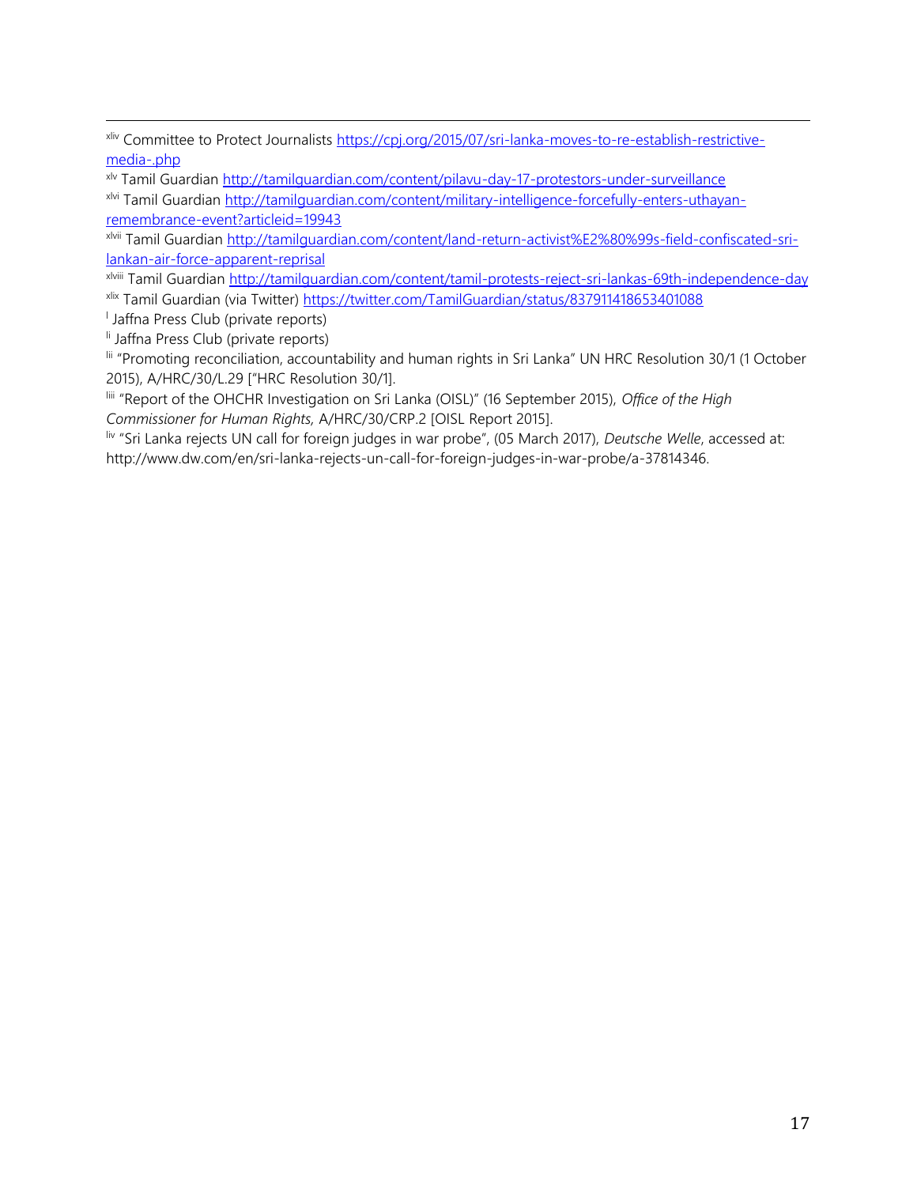---

[xliv] Committee to Protect Journalists https://cpj.org/2015/07/sri-lanka-moves-to-re-establish-restrictive-media-.php

[xlv] Tamil Guardian http://tamilguardian.com/content/pilavu-day-17-protestors-under-surveillance

[xlvi] Tamil Guardian http://tamilguardian.com/content/military-intelligence-forcefully-enters-uthayan-remembrance-event?articleid=19943

[xlvii] Tamil Guardian http://tamilguardian.com/content/land-return-activist%E2%80%99s-field-confiscated-sri-lankan-air-force-apparent-reprisal

[xlviii] Tamil Guardian http://tamilguardian.com/content/tamil-protests-reject-sri-lankas-69th-independence-day

[xlix] Tamil Guardian (via Twitter) https://twitter.com/TamilGuardian/status/837911418653401088

[l] Jaffna Press Club (private reports)

[li] Jaffna Press Club (private reports)

[lii] "Promoting reconciliation, accountability and human rights in Sri Lanka" UN HRC Resolution 30/1 (1 October 2015), A/HRC/30/L.29 ["HRC Resolution 30/1].

[liii] "Report of the OHCHR Investigation on Sri Lanka (OISL)" (16 September 2015), *Office of the High Commissioner for Human Rights,* A/HRC/30/CRP.2 [OISL Report 2015].

[liv] "Sri Lanka rejects UN call for foreign judges in war probe", (05 March 2017), *Deutsche Welle*, accessed at: http://www.dw.com/en/sri-lanka-rejects-un-call-for-foreign-judges-in-war-probe/a-37814346.